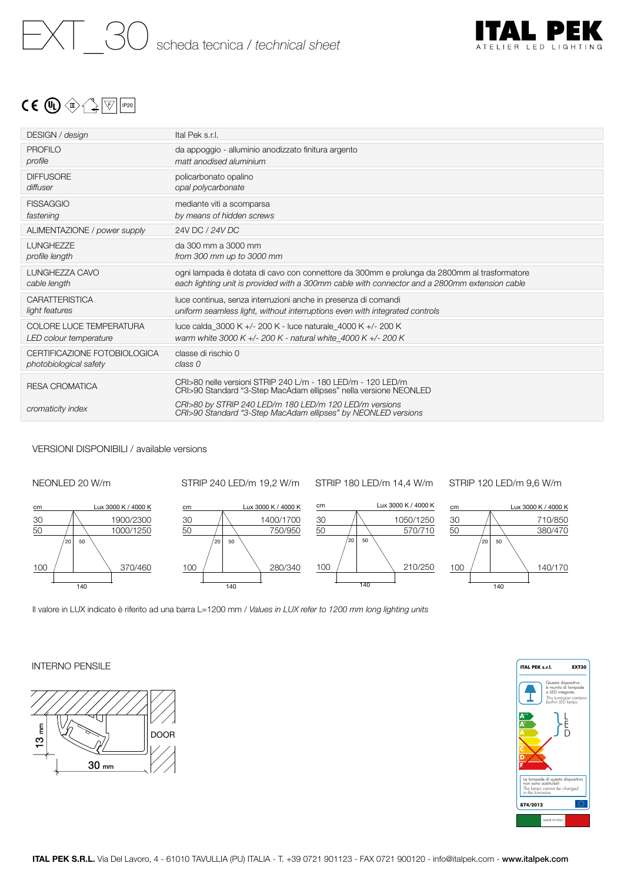# EXT_30 scheda tecnica / *technical sheet*

ITAL PEK
ATELIER LED LIGHTING

IP20

| | |
|---|---|
| DESIGN / *design* | Ital Pek s.r.l. |
| PROFILO<br>*profile* | da appoggio - alluminio anodizzato finitura argento<br>*matt anodised aluminium* |
| DIFFUSORE<br>*diffuser* | policarbonato opalino<br>*opal polycarbonate* |
| FISSAGGIO<br>*fastening* | mediante viti a scomparsa<br>*by means of hidden screws* |
| ALIMENTAZIONE / *power supply* | 24V DC / *24V DC* |
| LUNGHEZZE<br>*profile length* | da 300 mm a 3000 mm<br>*from 300 mm up to 3000 mm* |
| LUNGHEZZA CAVO<br>*cable length* | ogni lampada è dotata di cavo con connettore da 300mm e prolunga da 2800mm al trasformatore<br>*each lighting unit is provided with a 300mm cable with connector and a 2800mm extension cable* |
| CARATTERISTICA<br>*light features* | luce continua, senza interruzioni anche in presenza di comandi<br>*uniform seamless light, without interruptions even with integrated controls* |
| COLORE LUCE TEMPERATURA<br>*LED colour temperature* | luce calda_3000 K +/- 200 K - luce naturale_4000 K +/- 200 K<br>*warm white 3000 K +/- 200 K - natural white_4000 K +/- 200 K* |
| CERTIFICAZIONE FOTOBIOLOGICA<br>*photobiological safety* | classe di rischio 0<br>*class 0* |
| RESA CROMATICA<br>*cromaticity index* | CRI>80 nelle versioni STRIP 240 L/m - 180 LED/m - 120 LED/m<br>CRI>90 Standard "3-Step MacAdam ellipses" nella versione NEONLED<br>*CRI>80 by STRIP 240 LED/m 180 LED/m 120 LED/m versions*<br>*CRI>90 Standard "3-Step MacAdam ellipses" by NEONLED versions* |

## VERSIONI DISPONIBILI / available versions

| cm | NEONLED 20 W/m<br>Lux 3000 K / 4000 K | STRIP 240 LED/m 19,2 W/m<br>Lux 3000 K / 4000 K | STRIP 180 LED/m 14,4 W/m<br>Lux 3000 K / 4000 K | STRIP 120 LED/m 9,6 W/m<br>Lux 3000 K / 4000 K |
|---|---|---|---|---|
| 30 | 1900/2300 | 1400/1700 | 1050/1250 | 710/850 |
| 50 | 1000/1250 | 750/950 | 570/710 | 380/470 |
| 100 | 370/460 | 280/340 | 210/250 | 140/170 |

Beam diagrams: 20 / 50 angles; width 140.

Il valore in LUX indicato è riferito ad una barra L=1200 mm / *Values in LUX refer to 1200 mm long lighting units*

## INTERNO PENSILE

13 mm — 30 mm — DOOR

ITAL PEK s.r.l. EXT30
Questo dispositivo è munito di lampade a LED integrate.
*This luminaire contains built-in LED lamps.*
A++ A+ A B C D E — LED
Le lampade di questo dispositivo non sono sostituibili
*The lamps cannot be changed in the luminaire*
874/2012
MADE IN ITALY

**ITAL PEK S.R.L.** Via Del Lavoro, 4 - 61010 TAVULLIA (PU) ITALIA - T. +39 0721 901123 - FAX 0721 900120 - info@italpek.com - **www.italpek.com**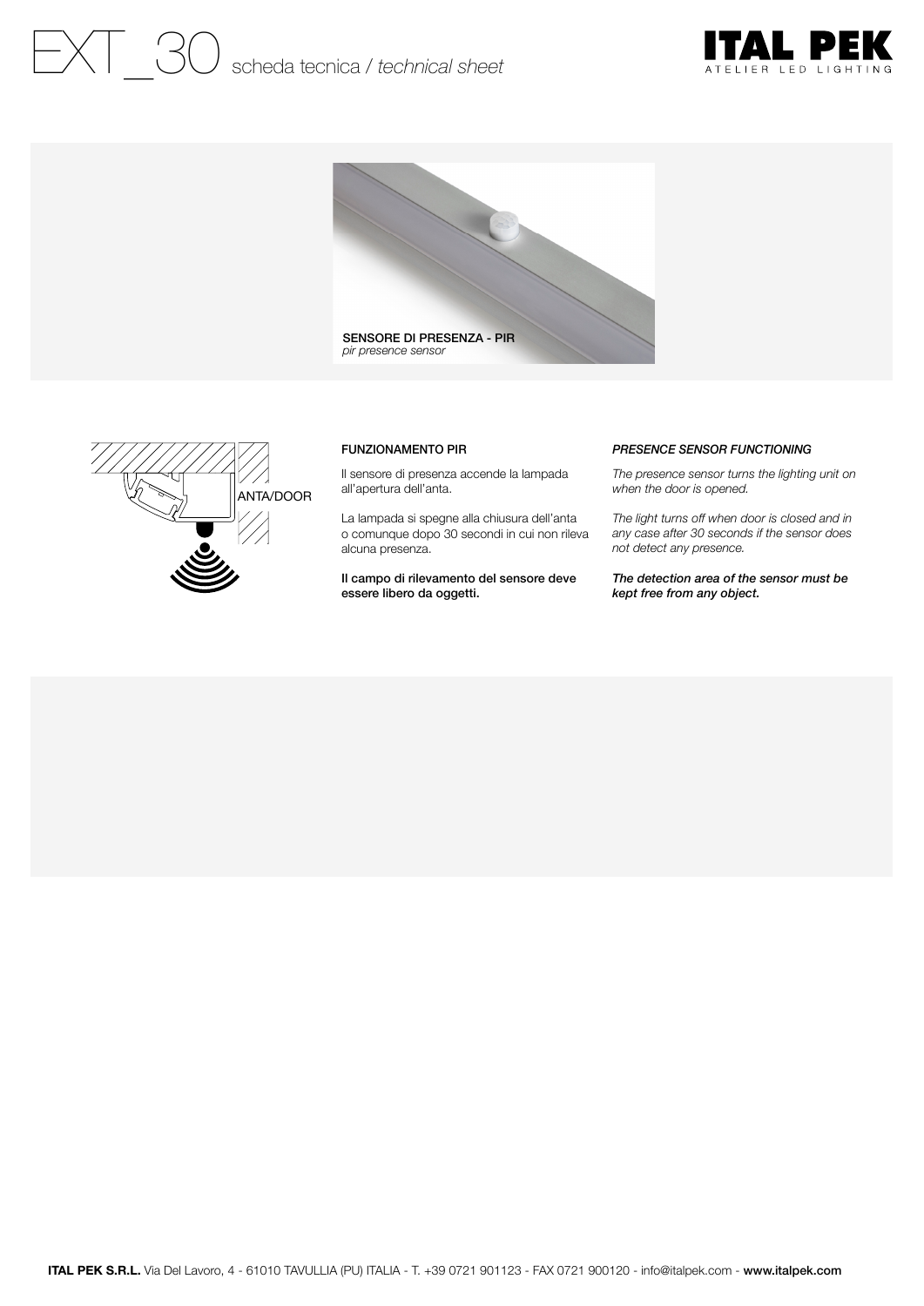# EXT_30 scheda tecnica / *technical sheet*

ITAL PEK
ATELIER LED LIGHTING

**SENSORE DI PRESENZA - PIR**
*pir presence sensor*

ANTA/DOOR

**FUNZIONAMENTO PIR**

Il sensore di presenza accende la lampada all'apertura dell'anta.

La lampada si spegne alla chiusura dell'anta o comunque dopo 30 secondi in cui non rileva alcuna presenza.

**Il campo di rilevamento del sensore deve essere libero da oggetti.**

***PRESENCE SENSOR FUNCTIONING***

*The presence sensor turns the lighting unit on when the door is opened.*

*The light turns off when door is closed and in any case after 30 seconds if the sensor does not detect any presence.*

***The detection area of the sensor must be kept free from any object.***

**ITAL PEK S.R.L.** Via Del Lavoro, 4 - 61010 TAVULLIA (PU) ITALIA - T. +39 0721 901123 - FAX 0721 900120 - info@italpek.com - **www.italpek.com**